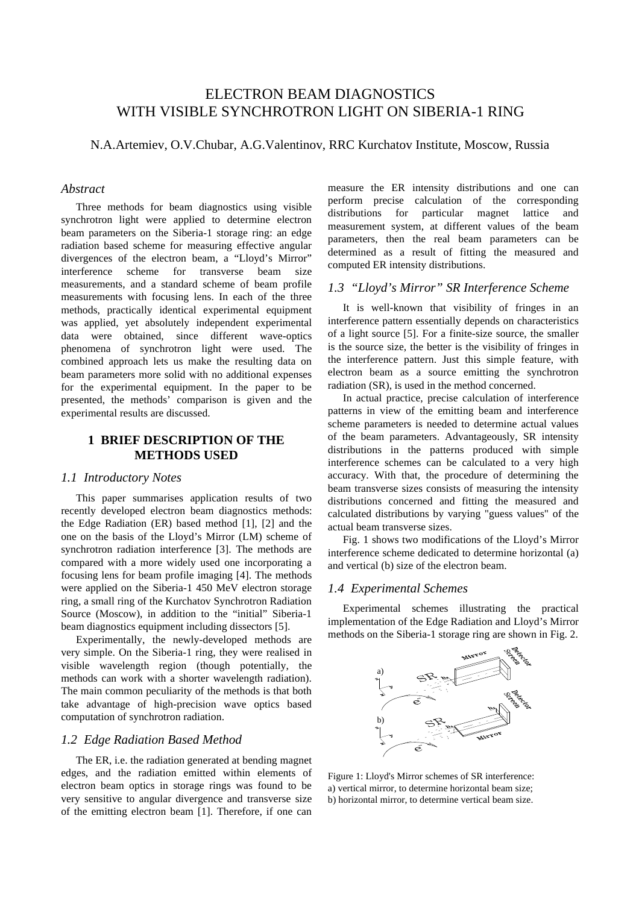# ELECTRON BEAM DIAGNOSTICS WITH VISIBLE SYNCHROTRON LIGHT ON SIBERIA-1 RING

N.A.Artemiev, O.V.Chubar, A.G.Valentinov, RRC Kurchatov Institute, Moscow, Russia

### *Abstract*

Three methods for beam diagnostics using visible synchrotron light were applied to determine electron beam parameters on the Siberia-1 storage ring: an edge radiation based scheme for measuring effective angular divergences of the electron beam, a "Lloyd's Mirror" interference scheme for transverse beam size measurements, and a standard scheme of beam profile measurements with focusing lens. In each of the three methods, practically identical experimental equipment was applied, yet absolutely independent experimental data were obtained, since different wave-optics phenomena of synchrotron light were used. The combined approach lets us make the resulting data on beam parameters more solid with no additional expenses for the experimental equipment. In the paper to be presented, the methods' comparison is given and the experimental results are discussed.

## 1 BRIEF DESCRIPTION OF THE METHODS USED

### *1.1 Introductory Notes*

This paper summarises application results of two recently developed electron beam diagnostics methods: the Edge Radiation (ER) based method [1], [2] and the one on the basis of the Lloyd's Mirror (LM) scheme of synchrotron radiation interference [3]. The methods are compared with a more widely used one incorporating a focusing lens for beam profile imaging [4]. The methods were applied on the Siberia-1 450 MeV electron storage ring, a small ring of the Kurchatov Synchrotron Radiation Source (Moscow), in addition to the "initial" Siberia-1 beam diagnostics equipment including dissectors [5].

Experimentally, the newly-developed methods are very simple. On the Siberia-1 ring, they were realised in visible wavelength region (though potentially, the methods can work with a shorter wavelength radiation). The main common peculiarity of the methods is that both take advantage of high-precision wave optics based computation of synchrotron radiation.

### *1.2 Edge Radiation Based Method*

The ER, i.e. the radiation generated at bending magnet edges, and the radiation emitted within elements of electron beam optics in storage rings was found to be very sensitive to angular divergence and transverse size of the emitting electron beam [1]. Therefore, if one can measure the ER intensity distributions and one can perform precise calculation of the corresponding distributions for particular magnet lattice and measurement system, at different values of the beam parameters, then the real beam parameters can be determined as a result of fitting the measured and computed ER intensity distributions.

### *1.3 "Lloyd's Mirror" SR Interference Scheme*

It is well-known that visibility of fringes in an interference pattern essentially depends on characteristics of a light source [5]. For a finite-size source, the smaller is the source size, the better is the visibility of fringes in the interference pattern. Just this simple feature, with electron beam as a source emitting the synchrotron radiation (SR), is used in the method concerned.

In actual practice, precise calculation of interference patterns in view of the emitting beam and interference scheme parameters is needed to determine actual values of the beam parameters. Advantageously, SR intensity distributions in the patterns produced with simple interference schemes can be calculated to a very high accuracy. With that, the procedure of determining the beam transverse sizes consists of measuring the intensity distributions concerned and fitting the measured and calculated distributions by varying "guess values" of the actual beam transverse sizes.

Fig. 1 shows two modifications of the Lloyd's Mirror interference scheme dedicated to determine horizontal (a) and vertical (b) size of the electron beam.

### *1.4 Experimental Schemes*

Experimental schemes illustrating the practical implementation of the Edge Radiation and Lloyd's Mirror methods on the Siberia-1 storage ring are shown in Fig. 2.

Figure 1: Lloyd's Mirror schemes of SR interference: a) vertical mirror, to determine horizontal beam size; b) horizontal mirror, to determine vertical beam size.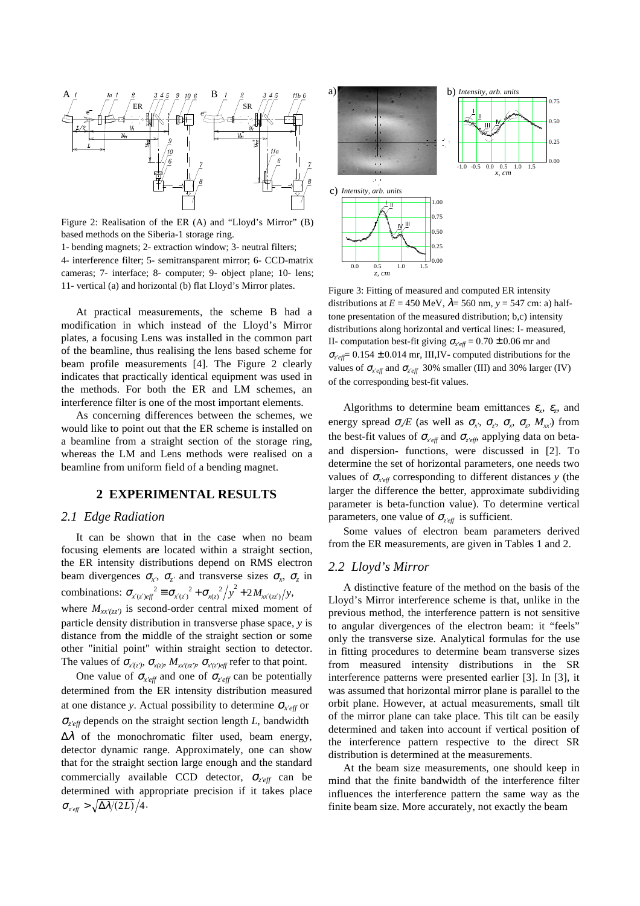Figure 2: Realisation of the ER (A) and "Lloyd's Mirror" (B) based methods on the Siberia-1 storage ring.

1- bending magnets; 2- extraction window; 3- neutral filters; 4- interference filter; 5- semitransparent mirror; 6- CCD-matrix cameras; 7- interface; 8- computer; 9- object plane; 10- lens; 11- vertical (a) and horizontal (b) flat Lloyd's Mirror plates.

At practical measurements, the scheme B had a modification in which instead of the Lloyd's Mirror plates, a focusing Lens was installed in the common part of the beamline, thus realising the lens based scheme for beam profile measurements [4]. The Figure 2 clearly indicates that practically identical equipment was used in the methods. For both the ER and LM schemes, an interference filter is one of the most important elements.

As concerning differences between the schemes, we would like to point out that the ER scheme is installed on a beamline from a straight section of the storage ring, whereas the LM and Lens methods were realised on a beamline from uniform field of a bending magnet.

## 2 EXPERIMENTAL RESULTS

### 2.1 Edge Radiation

It can be shown that in the case when no beam focusing elements are located within a straight section, the ER intensity distributions depend on RMS electron beam divergences $\sigma_{x'}$, $\sigma_{z'}$ and transverse sizes $\sigma_x$, $\sigma_z$ in combinations: $\sigma_{x'(z')eff}^{\ 2} \equiv \sigma_{x'(z')}^{\ 2} + \sigma_{x(z)}^{\ 2}/y^2 + 2M_{xx'(zz')}/y$, where $M_{xx'(zz')}$ is second-order central mixed moment of particle density distribution in transverse phase space, $y$ is distance from the middle of the straight section or some other "initial point" within straight section to detector. The values of $\sigma_{x'(z')}$, $\sigma_{x(z)}$, $M_{xx'(zz')}$, $\sigma_{x'(z')eff}$ refer to that point.

One value of $\sigma_{x'eff}$ and one of $\sigma_{z'eff}$ can be potentially determined from the ER intensity distribution measured at one distance $y$. Actual possibility to determine $\sigma_{x'eff}$ or $\sigma_{z'eff}$ depends on the straight section length $L$, bandwidth $\Delta\lambda$ of the monochromatic filter used, beam energy, detector dynamic range. Approximately, one can show that for the straight section large enough and the standard commercially available CCD detector, $\sigma_{z'eff}$ can be determined with appropriate precision if it takes place $\sigma_{z'eff} > \sqrt{\Delta\lambda/(2L)}/4$.

Figure 3: Fitting of measured and computed ER intensity distributions at $E$ = 450 MeV, $\lambda$= 560 nm, $y$ = 547 cm: a) half-tone presentation of the measured distribution; b,c) intensity distributions along horizontal and vertical lines: I- measured, II- computation best-fit giving $\sigma_{x'eff}$ = 0.70 ± 0.06 mr and $\sigma_{z'eff}$= 0.154 ± 0.014 mr, III,IV- computed distributions for the values of $\sigma_{x'eff}$ and $\sigma_{z'eff}$ 30% smaller (III) and 30% larger (IV) of the corresponding best-fit values.

Algorithms to determine beam emittances $\varepsilon_x$, $\varepsilon_z$, and energy spread $\sigma_t/E$ (as well as $\sigma_{x'}$, $\sigma_{z'}$, $\sigma_x$, $\sigma_z$, $M_{xx'}$) from the best-fit values of $\sigma_{x'eff}$ and $\sigma_{z'eff}$ applying data on beta- and dispersion- functions, were discussed in [2]. To determine the set of horizontal parameters, one needs two values of $\sigma_{x'eff}$ corresponding to different distances $y$ (the larger the difference the better, approximate subdividing parameter is beta-function value). To determine vertical parameters, one value of $\sigma_{z'eff}$ is sufficient.

Some values of electron beam parameters derived from the ER measurements, are given in Tables 1 and 2.

### 2.2 Lloyd's Mirror

A distinctive feature of the method on the basis of the Lloyd's Mirror interference scheme is that, unlike in the previous method, the interference pattern is not sensitive to angular divergences of the electron beam: it "feels" only the transverse size. Analytical formulas for the use in fitting procedures to determine beam transverse sizes from measured intensity distributions in the SR interference patterns were presented earlier [3]. In [3], it was assumed that horizontal mirror plane is parallel to the orbit plane. However, at actual measurements, small tilt of the mirror plane can take place. This tilt can be easily determined and taken into account if vertical position of the interference pattern respective to the direct SR distribution is determined at the measurements.

At the beam size measurements, one should keep in mind that the finite bandwidth of the interference filter influences the interference pattern the same way as the finite beam size. More accurately, not exactly the beam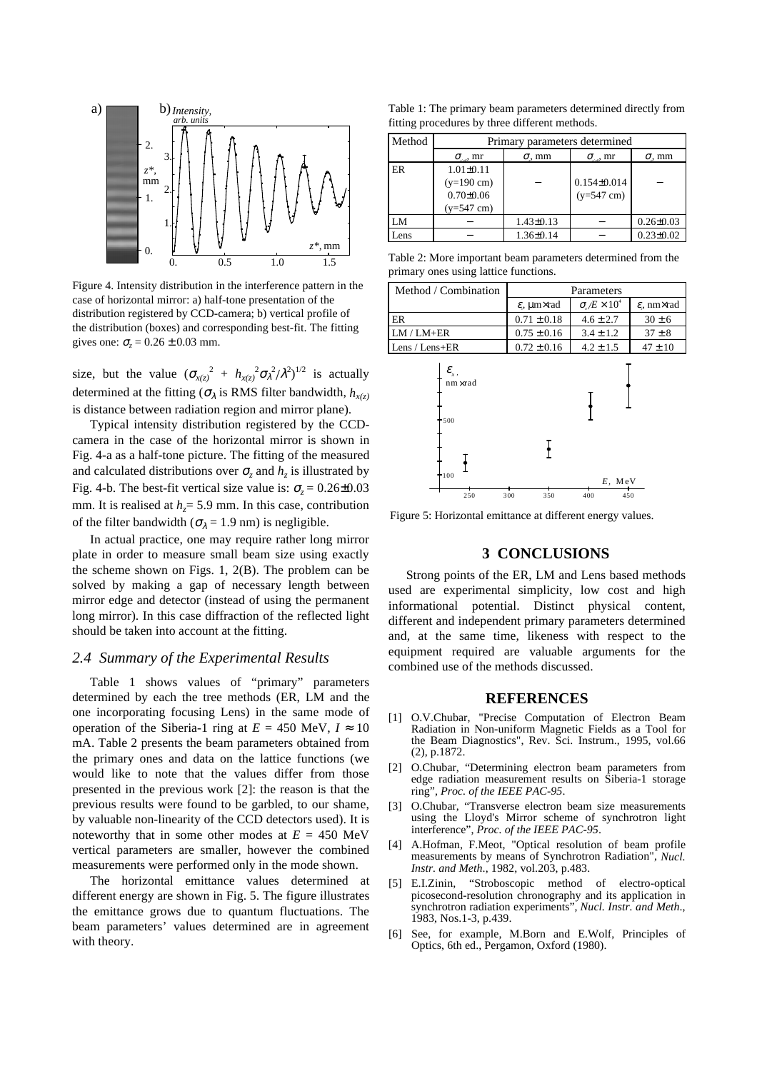a) b) *Intensity, arb. units*

2.

$z^*$, mm

1.

0.

3.

2.

1.

0. 0.5 1.0 1.5

$z^*$, mm

Figure 4. Intensity distribution in the interference pattern in the case of horizontal mirror: a) half-tone presentation of the distribution registered by CCD-camera; b) vertical profile of the distribution (boxes) and corresponding best-fit. The fitting gives one: $\sigma_z = 0.26 \pm 0.03$ mm.

size, but the value $(\sigma_{x(z)}^2 + h_{x(z)}^2\sigma_\lambda^2/\lambda^2)^{1/2}$ is actually determined at the fitting ($\sigma_\lambda$ is RMS filter bandwidth, $h_{x(z)}$ is distance between radiation region and mirror plane).

Typical intensity distribution registered by the CCD-camera in the case of the horizontal mirror is shown in Fig. 4-a as a half-tone picture. The fitting of the measured and calculated distributions over $\sigma_z$ and $h_z$ is illustrated by Fig. 4-b. The best-fit vertical size value is: $\sigma_z = 0.26\pm0.03$ mm. It is realised at $h_z$= 5.9 mm. In this case, contribution of the filter bandwidth ($\sigma_\lambda$ = 1.9 nm) is negligible.

In actual practice, one may require rather long mirror plate in order to measure small beam size using exactly the scheme shown on Figs. 1, 2(B). The problem can be solved by making a gap of necessary length between mirror edge and detector (instead of using the permanent long mirror). In this case diffraction of the reflected light should be taken into account at the fitting.

### *2.4 Summary of the Experimental Results*

Table 1 shows values of "primary" parameters determined by each the tree methods (ER, LM and the one incorporating focusing Lens) in the same mode of operation of the Siberia-1 ring at $E$ = 450 MeV, $I \approx 10$ mA. Table 2 presents the beam parameters obtained from the primary ones and data on the lattice functions (we would like to note that the values differ from those presented in the previous work [2]: the reason is that the previous results were found to be garbled, to our shame, by valuable non-linearity of the CCD detectors used). It is noteworthy that in some other modes at $E$ = 450 MeV vertical parameters are smaller, however the combined measurements were performed only in the mode shown.

The horizontal emittance values determined at different energy are shown in Fig. 5. The figure illustrates the emittance grows due to quantum fluctuations. The beam parameters' values determined are in agreement with theory.

Table 1: The primary beam parameters determined directly from fitting procedures by three different methods.

| Method | Primary parameters determined | | | |
|---|---|---|---|---|
| | $\sigma_{x'el}$, mr | $\sigma_x$, mm | $\sigma_{z'el}$, mr | $\sigma_z$, mm |
| ER | 1.01±0.11 (y=190 cm) 0.70±0.06 (y=547 cm) | – | 0.154±0.014 (y=547 cm) | – |
| LM | – | 1.43±0.13 | – | 0.26±0.03 |
| Lens | – | 1.36±0.14 | – | 0.23±0.02 |

Table 2: More important beam parameters determined from the primary ones using lattice functions.

| Method / Combination | Parameters | | |
|---|---|---|---|
| | $\varepsilon_x$, μm×rad | $\sigma_E/E \times 10^4$ | $\varepsilon_z$ nm×rad |
| ER | $0.71 \pm 0.18$ | $4.6 \pm 2.7$ | $30 \pm 6$ |
| LM / LM+ER | $0.75 \pm 0.16$ | $3.4 \pm 1.2$ | $37 \pm 8$ |
| Lens / Lens+ER | $0.72 \pm 0.16$ | $4.2 \pm 1.5$ | $47 \pm 10$ |

$\varepsilon_x$, nm×rad

500

100

250 300 350 400 450

$E$, MeV

Figure 5: Horizontal emittance at different energy values.

## 3 CONCLUSIONS

Strong points of the ER, LM and Lens based methods used are experimental simplicity, low cost and high informational potential. Distinct physical content, different and independent primary parameters determined and, at the same time, likeness with respect to the equipment required are valuable arguments for the combined use of the methods discussed.

## REFERENCES

[1] O.V.Chubar, "Precise Computation of Electron Beam Radiation in Non-uniform Magnetic Fields as a Tool for the Beam Diagnostics", Rev. Sci. Instrum., 1995, vol.66 (2), p.1872.

[2] O.Chubar, "Determining electron beam parameters from edge radiation measurement results on Siberia-1 storage ring", *Proc. of the IEEE PAC-95*.

[3] O.Chubar, "Transverse electron beam size measurements using the Lloyd's Mirror scheme of synchrotron light interference", *Proc. of the IEEE PAC-95*.

[4] A.Hofman, F.Meot, "Optical resolution of beam profile measurements by means of Synchrotron Radiation", *Nucl. Instr. and Meth*., 1982, vol.203, p.483.

[5] E.I.Zinin, "Stroboscopic method of electro-optical picosecond-resolution chronography and its application in synchrotron radiation experiments", *Nucl. Instr. and Meth*., 1983, Nos.1-3, p.439.

[6] See, for example, M.Born and E.Wolf, Principles of Optics, 6th ed., Pergamon, Oxford (1980).